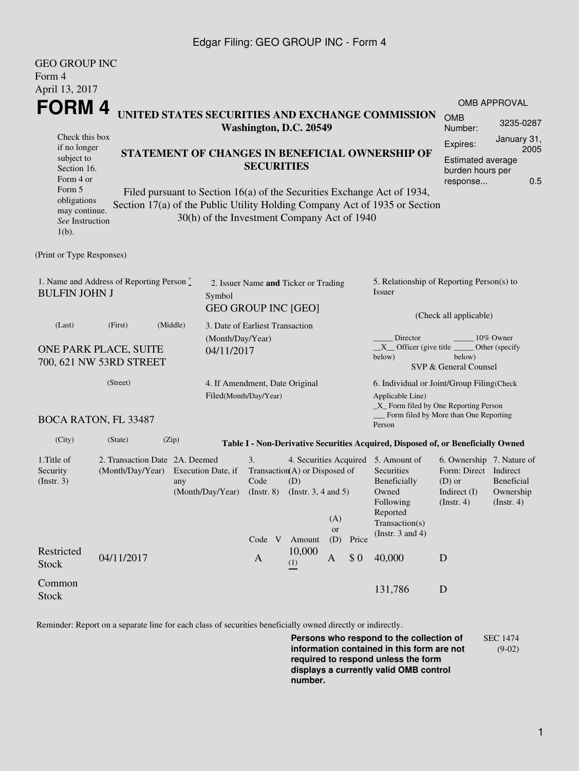Edgar Filing: GEO GROUP INC - Form 4

GEO GROUP INC
Form 4
April 13, 2017

# FORM 4

## UNITED STATES SECURITIES AND EXCHANGE COMMISSION
**Washington, D.C. 20549**

| OMB APPROVAL | |
|---|---|
| OMB Number: | 3235-0287 |
| Expires: | January 31, 2005 |
| Estimated average burden hours per response... | 0.5 |

Check this box if no longer subject to Section 16. Form 4 or Form 5 obligations may continue. *See* Instruction 1(b).

### STATEMENT OF CHANGES IN BENEFICIAL OWNERSHIP OF SECURITIES

Filed pursuant to Section 16(a) of the Securities Exchange Act of 1934, Section 17(a) of the Public Utility Holding Company Act of 1935 or Section 30(h) of the Investment Company Act of 1940

(Print or Type Responses)

1. Name and Address of Reporting Person *
BULFIN JOHN J

(Last) (First) (Middle)

ONE PARK PLACE, SUITE 700, 621 NW 53RD STREET

(Street)

BOCA RATON, FL 33487

(City) (State) (Zip)

2. Issuer Name **and** Ticker or Trading Symbol
GEO GROUP INC [GEO]

3. Date of Earliest Transaction (Month/Day/Year)
04/11/2017

4. If Amendment, Date Original Filed(Month/Day/Year)

5. Relationship of Reporting Person(s) to Issuer

(Check all applicable)

_____ Director _____ 10% Owner
__X__ Officer (give title below) _____ Other (specify below)
SVP & General Counsel

6. Individual or Joint/Group Filing(Check Applicable Line)
_X_ Form filed by One Reporting Person
___ Form filed by More than One Reporting Person

**Table I - Non-Derivative Securities Acquired, Disposed of, or Beneficially Owned**

| 1.Title of Security (Instr. 3) | 2. Transaction Date (Month/Day/Year) | 2A. Deemed Execution Date, if any (Month/Day/Year) | 3. Transaction Code (Instr. 8) | | 4. Securities Acquired (A) or Disposed of (D) (Instr. 3, 4 and 5) | | | 5. Amount of Securities Beneficially Owned Following Reported Transaction(s) (Instr. 3 and 4) | 6. Ownership Form: Direct (D) or Indirect (I) (Instr. 4) | 7. Nature of Indirect Beneficial Ownership (Instr. 4) |
|---|---|---|---|---|---|---|---|---|---|---|
| | | | Code | V | Amount | (A) or (D) | Price | | | |
| Restricted Stock | 04/11/2017 | | A | | 10,000 (1) | A | $ 0 | 40,000 | D | |
| Common Stock | | | | | | | | 131,786 | D | |

Reminder: Report on a separate line for each class of securities beneficially owned directly or indirectly.

**Persons who respond to the collection of information contained in this form are not required to respond unless the form displays a currently valid OMB control number.**

SEC 1474 (9-02)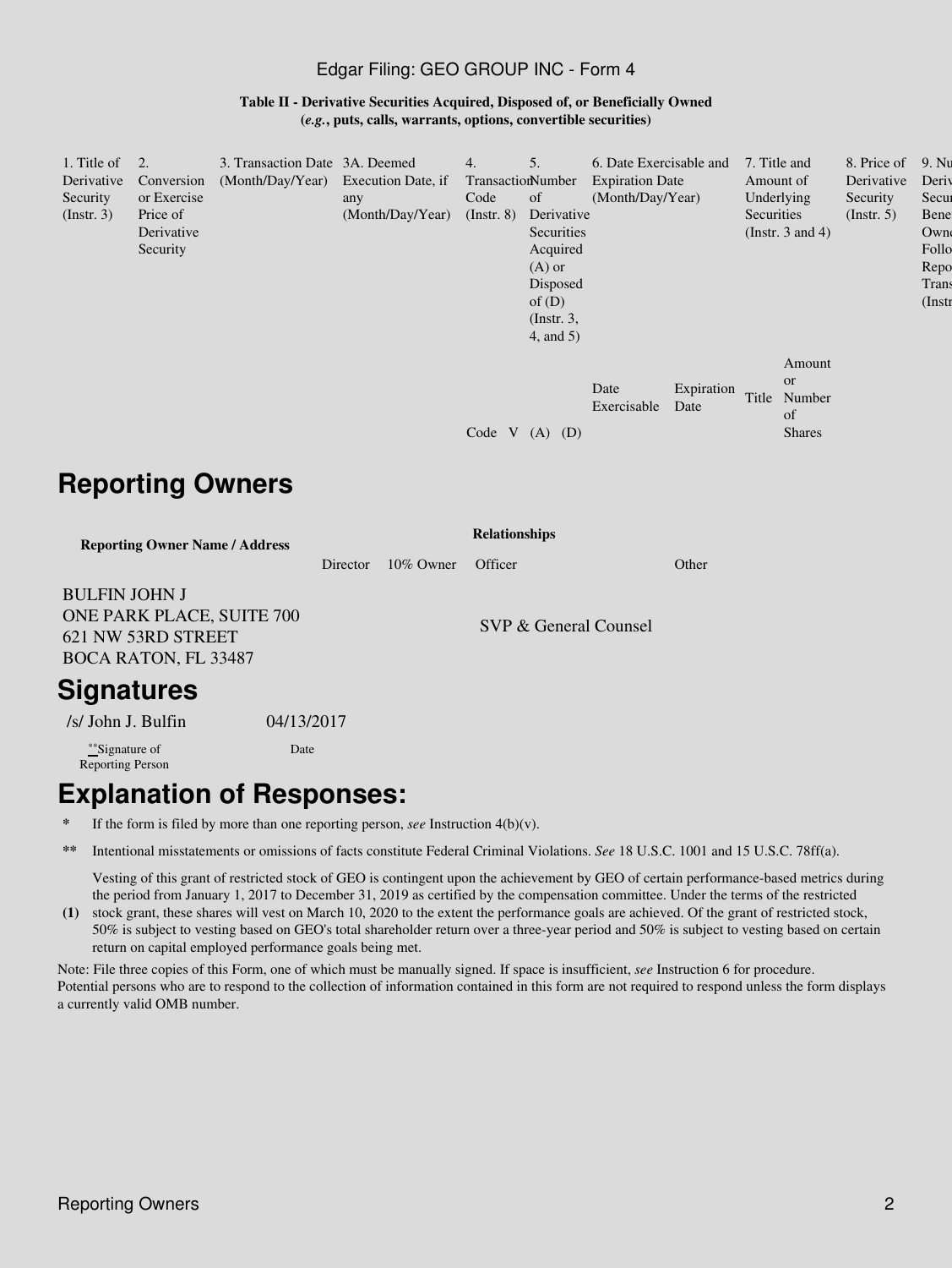Edgar Filing: GEO GROUP INC - Form 4

**Table II - Derivative Securities Acquired, Disposed of, or Beneficially Owned**
**(*e.g.*, puts, calls, warrants, options, convertible securities)**

| 1. Title of Derivative Security (Instr. 3) | 2. Conversion or Exercise Price of Derivative Security | 3. Transaction Date (Month/Day/Year) | 3A. Deemed Execution Date, if any (Month/Day/Year) | 4. Transaction Code (Instr. 8) | | 5. Number of Derivative Securities Acquired (A) or Disposed of (D) (Instr. 3, 4, and 5) | | 6. Date Exercisable and Expiration Date (Month/Day/Year) | | 7. Title and Amount of Underlying Securities (Instr. 3 and 4) | | 8. Price of Derivative Security (Instr. 5) | 9. Nu Deriv Secur Bene Own Follo Repo Trans (Instr |
|---|---|---|---|---|---|---|---|---|---|---|---|---|---|
| | | | | Code | V | (A) | (D) | Date Exercisable | Expiration Date | Title | Amount or Number of Shares | | |

## Reporting Owners

| Reporting Owner Name / Address | Relationships | | | |
|---|---|---|---|---|
| | Director | 10% Owner | Officer | Other |
| BULFIN JOHN J<br>ONE PARK PLACE, SUITE 700<br>621 NW 53RD STREET<br>BOCA RATON, FL 33487 | | | SVP & General Counsel | |

## Signatures

| /s/ John J. Bulfin | 04/13/2017 |
|---|---|
| **Signature of Reporting Person | Date |

## Explanation of Responses:

\* If the form is filed by more than one reporting person, *see* Instruction 4(b)(v).

\*\* Intentional misstatements or omissions of facts constitute Federal Criminal Violations. *See* 18 U.S.C. 1001 and 15 U.S.C. 78ff(a).

**(1)** Vesting of this grant of restricted stock of GEO is contingent upon the achievement by GEO of certain performance-based metrics during the period from January 1, 2017 to December 31, 2019 as certified by the compensation committee. Under the terms of the restricted stock grant, these shares will vest on March 10, 2020 to the extent the performance goals are achieved. Of the grant of restricted stock, 50% is subject to vesting based on GEO's total shareholder return over a three-year period and 50% is subject to vesting based on certain return on capital employed performance goals being met.

Note: File three copies of this Form, one of which must be manually signed. If space is insufficient, *see* Instruction 6 for procedure.
Potential persons who are to respond to the collection of information contained in this form are not required to respond unless the form displays a currently valid OMB number.